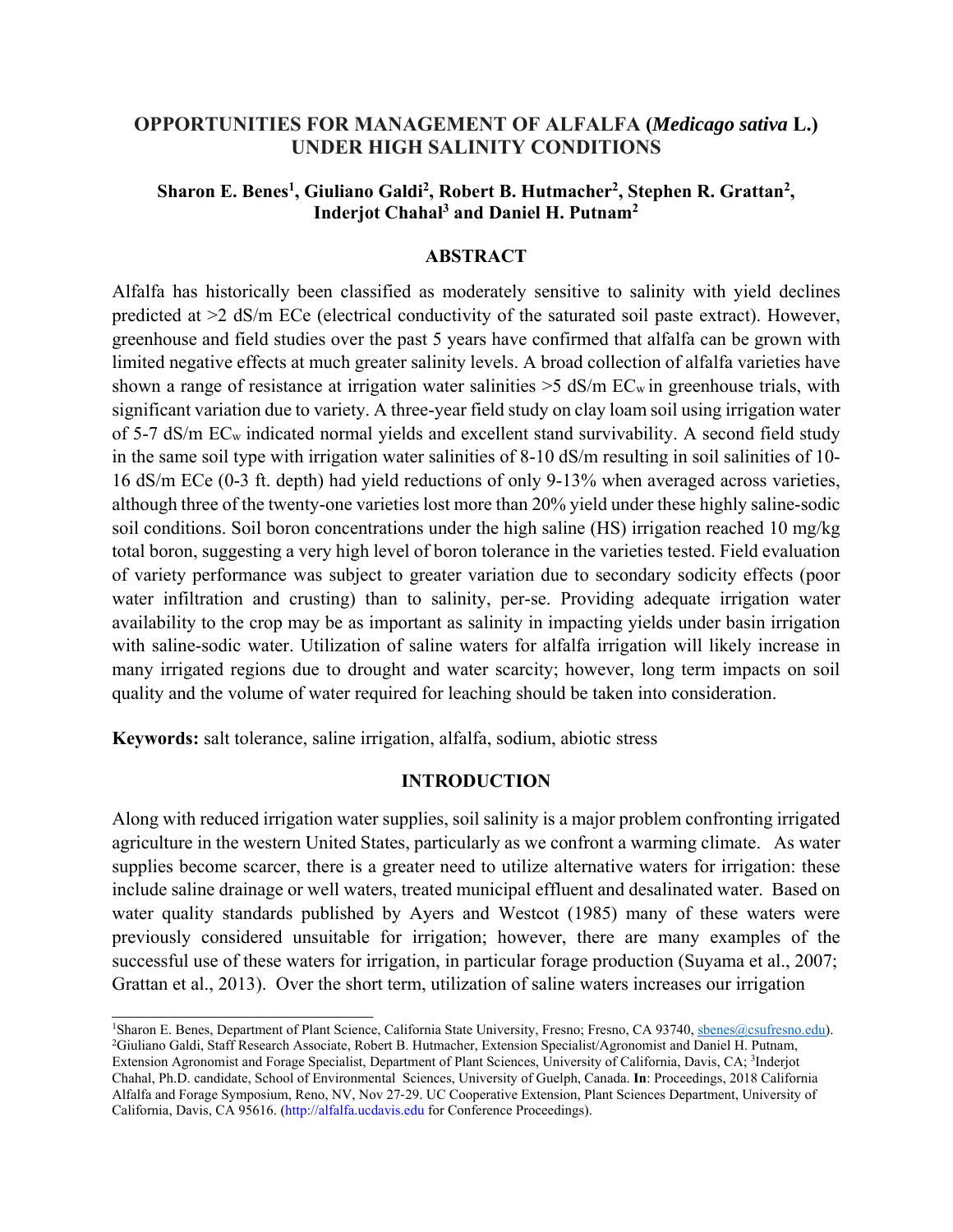# OPPORTUNITIES FOR MANAGEMENT OF ALFALFA (*Medicago sativa* L.) UNDER HIGH SALINITY CONDITIONS

**Sharon E. Benes[1], Giuliano Galdi[2], Robert B. Hutmacher[2], Stephen R. Grattan[2], Inderjot Chahal[3] and Daniel H. Putnam[2]**

## ABSTRACT

Alfalfa has historically been classified as moderately sensitive to salinity with yield declines predicted at >2 dS/m ECe (electrical conductivity of the saturated soil paste extract). However, greenhouse and field studies over the past 5 years have confirmed that alfalfa can be grown with limited negative effects at much greater salinity levels. A broad collection of alfalfa varieties have shown a range of resistance at irrigation water salinities >5 dS/m $EC_w$ in greenhouse trials, with significant variation due to variety. A three-year field study on clay loam soil using irrigation water of 5-7 dS/m $EC_w$ indicated normal yields and excellent stand survivability. A second field study in the same soil type with irrigation water salinities of 8-10 dS/m resulting in soil salinities of 10-16 dS/m ECe (0-3 ft. depth) had yield reductions of only 9-13% when averaged across varieties, although three of the twenty-one varieties lost more than 20% yield under these highly saline-sodic soil conditions. Soil boron concentrations under the high saline (HS) irrigation reached 10 mg/kg total boron, suggesting a very high level of boron tolerance in the varieties tested. Field evaluation of variety performance was subject to greater variation due to secondary sodicity effects (poor water infiltration and crusting) than to salinity, per-se. Providing adequate irrigation water availability to the crop may be as important as salinity in impacting yields under basin irrigation with saline-sodic water. Utilization of saline waters for alfalfa irrigation will likely increase in many irrigated regions due to drought and water scarcity; however, long term impacts on soil quality and the volume of water required for leaching should be taken into consideration.

**Keywords:** salt tolerance, saline irrigation, alfalfa, sodium, abiotic stress

## INTRODUCTION

Along with reduced irrigation water supplies, soil salinity is a major problem confronting irrigated agriculture in the western United States, particularly as we confront a warming climate. As water supplies become scarcer, there is a greater need to utilize alternative waters for irrigation: these include saline drainage or well waters, treated municipal effluent and desalinated water. Based on water quality standards published by Ayers and Westcot (1985) many of these waters were previously considered unsuitable for irrigation; however, there are many examples of the successful use of these waters for irrigation, in particular forage production (Suyama et al., 2007; Grattan et al., 2013). Over the short term, utilization of saline waters increases our irrigation

---

[1]Sharon E. Benes, Department of Plant Science, California State University, Fresno; Fresno, CA 93740, sbenes@csufresno.edu).
[2]Giuliano Galdi, Staff Research Associate, Robert B. Hutmacher, Extension Specialist/Agronomist and Daniel H. Putnam, Extension Agronomist and Forage Specialist, Department of Plant Sciences, University of California, Davis, CA; [3]Inderjot Chahal, Ph.D. candidate, School of Environmental Sciences, University of Guelph, Canada. **In**: Proceedings, 2018 California Alfalfa and Forage Symposium, Reno, NV, Nov 27-29. UC Cooperative Extension, Plant Sciences Department, University of California, Davis, CA 95616. (http://alfalfa.ucdavis.edu for Conference Proceedings).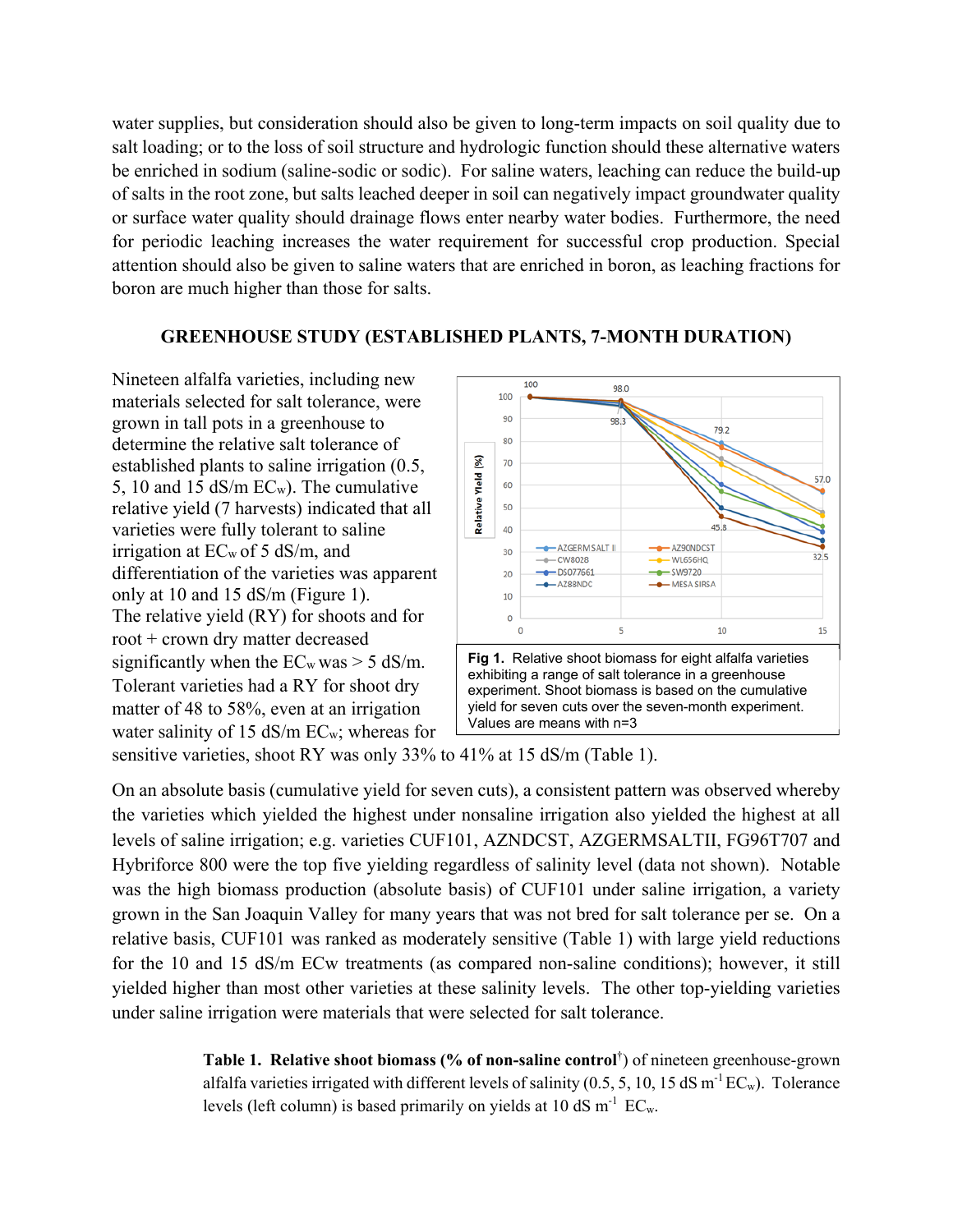water supplies, but consideration should also be given to long-term impacts on soil quality due to salt loading; or to the loss of soil structure and hydrologic function should these alternative waters be enriched in sodium (saline-sodic or sodic). For saline waters, leaching can reduce the build-up of salts in the root zone, but salts leached deeper in soil can negatively impact groundwater quality or surface water quality should drainage flows enter nearby water bodies. Furthermore, the need for periodic leaching increases the water requirement for successful crop production. Special attention should also be given to saline waters that are enriched in boron, as leaching fractions for boron are much higher than those for salts.

## GREENHOUSE STUDY (ESTABLISHED PLANTS, 7-MONTH DURATION)

Nineteen alfalfa varieties, including new materials selected for salt tolerance, were grown in tall pots in a greenhouse to determine the relative salt tolerance of established plants to saline irrigation (0.5, 5, 10 and 15 dS/m $EC_w$). The cumulative relative yield (7 harvests) indicated that all varieties were fully tolerant to saline irrigation at $EC_w$ of 5 dS/m, and differentiation of the varieties was apparent only at 10 and 15 dS/m (Figure 1). The relative yield (RY) for shoots and for root + crown dry matter decreased significantly when the $EC_w$ was > 5 dS/m. Tolerant varieties had a RY for shoot dry matter of 48 to 58%, even at an irrigation water salinity of 15 dS/m $EC_w$; whereas for sensitive varieties, shoot RY was only 33% to 41% at 15 dS/m (Table 1).

**Fig 1.** Relative shoot biomass for eight alfalfa varieties exhibiting a range of salt tolerance in a greenhouse experiment. Shoot biomass is based on the cumulative yield for seven cuts over the seven-month experiment. Values are means with n=3

On an absolute basis (cumulative yield for seven cuts), a consistent pattern was observed whereby the varieties which yielded the highest under nonsaline irrigation also yielded the highest at all levels of saline irrigation; e.g. varieties CUF101, AZNDCST, AZGERMSALTII, FG96T707 and Hybriforce 800 were the top five yielding regardless of salinity level (data not shown). Notable was the high biomass production (absolute basis) of CUF101 under saline irrigation, a variety grown in the San Joaquin Valley for many years that was not bred for salt tolerance per se. On a relative basis, CUF101 was ranked as moderately sensitive (Table 1) with large yield reductions for the 10 and 15 dS/m ECw treatments (as compared non-saline conditions); however, it still yielded higher than most other varieties at these salinity levels. The other top-yielding varieties under saline irrigation were materials that were selected for salt tolerance.

**Table 1. Relative shoot biomass (% of non-saline control**[†]**)** of nineteen greenhouse-grown alfalfa varieties irrigated with different levels of salinity (0.5, 5, 10, 15 dS $m^{-1}$ $EC_w$). Tolerance levels (left column) is based primarily on yields at 10 dS $m^{-1}$ $EC_w$.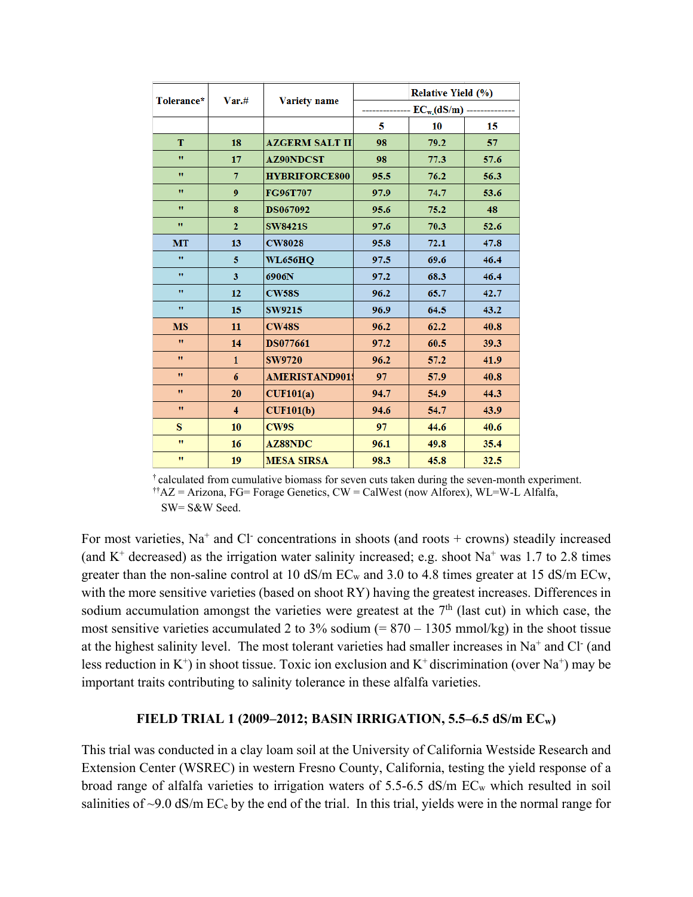| Tolerance* | Var.# | Variety name | Relative Yield (%) | | |
|---|---|---|---|---|---|
| | | | ------------- $EC_w$ (dS/m) ------------- | | |
| | | | 5 | 10 | 15 |
| T | 18 | AZGERM SALT II | 98 | 79.2 | 57 |
| " | 17 | AZ90NDCST | 98 | 77.3 | 57.6 |
| " | 7 | HYBRIFORCE800 | 95.5 | 76.2 | 56.3 |
| " | 9 | FG96T707 | 97.9 | 74.7 | 53.6 |
| " | 8 | DS067092 | 95.6 | 75.2 | 48 |
| " | 2 | SW8421S | 97.6 | 70.3 | 52.6 |
| MT | 13 | CW8028 | 95.8 | 72.1 | 47.8 |
| " | 5 | WL656HQ | 97.5 | 69.6 | 46.4 |
| " | 3 | 6906N | 97.2 | 68.3 | 46.4 |
| " | 12 | CW58S | 96.2 | 65.7 | 42.7 |
| " | 15 | SW9215 | 96.9 | 64.5 | 43.2 |
| MS | 11 | CW48S | 96.2 | 62.2 | 40.8 |
| " | 14 | DS077661 | 97.2 | 60.5 | 39.3 |
| " | 1 | SW9720 | 96.2 | 57.2 | 41.9 |
| " | 6 | AMERISTAND901 | 97 | 57.9 | 40.8 |
| " | 20 | CUF101(a) | 94.7 | 54.9 | 44.3 |
| " | 4 | CUF101(b) | 94.6 | 54.7 | 43.9 |
| S | 10 | CW9S | 97 | 44.6 | 40.6 |
| " | 16 | AZ88NDC | 96.1 | 49.8 | 35.4 |
| " | 19 | MESA SIRSA | 98.3 | 45.8 | 32.5 |

† calculated from cumulative biomass for seven cuts taken during the seven-month experiment.
†† AZ = Arizona, FG= Forage Genetics, CW = CalWest (now Alforex), WL=W-L Alfalfa, SW= S&W Seed.

For most varieties, $Na^+$ and $Cl^-$ concentrations in shoots (and roots + crowns) steadily increased (and $K^+$ decreased) as the irrigation water salinity increased; e.g. shoot $Na^+$ was 1.7 to 2.8 times greater than the non-saline control at 10 dS/m $EC_w$ and 3.0 to 4.8 times greater at 15 dS/m $EC_w$, with the more sensitive varieties (based on shoot RY) having the greatest increases. Differences in sodium accumulation amongst the varieties were greatest at the 7th (last cut) in which case, the most sensitive varieties accumulated 2 to 3% sodium (= 870 – 1305 mmol/kg) in the shoot tissue at the highest salinity level. The most tolerant varieties had smaller increases in $Na^+$ and $Cl^-$ (and less reduction in $K^+$) in shoot tissue. Toxic ion exclusion and $K^+$ discrimination (over $Na^+$) may be important traits contributing to salinity tolerance in these alfalfa varieties.

## FIELD TRIAL 1 (2009–2012; BASIN IRRIGATION, 5.5–6.5 dS/m $EC_w$)

This trial was conducted in a clay loam soil at the University of California Westside Research and Extension Center (WSREC) in western Fresno County, California, testing the yield response of a broad range of alfalfa varieties to irrigation waters of 5.5-6.5 dS/m $EC_w$ which resulted in soil salinities of ~9.0 dS/m $EC_e$ by the end of the trial. In this trial, yields were in the normal range for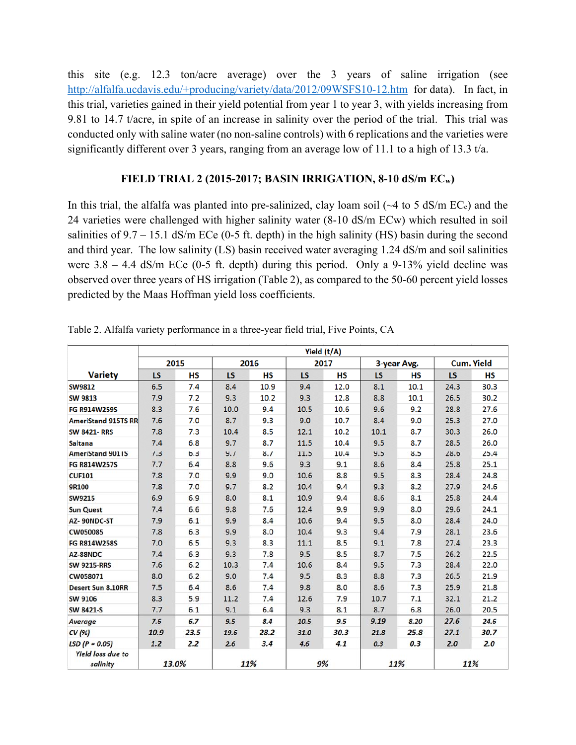this site (e.g. 12.3 ton/acre average) over the 3 years of saline irrigation (see http://alfalfa.ucdavis.edu/+producing/variety/data/2012/09WSFS10-12.htm for data). In fact, in this trial, varieties gained in their yield potential from year 1 to year 3, with yields increasing from 9.81 to 14.7 t/acre, in spite of an increase in salinity over the period of the trial. This trial was conducted only with saline water (no non-saline controls) with 6 replications and the varieties were significantly different over 3 years, ranging from an average low of 11.1 to a high of 13.3 t/a.

### FIELD TRIAL 2 (2015-2017; BASIN IRRIGATION, 8-10 dS/m $EC_w$)

In this trial, the alfalfa was planted into pre-salinized, clay loam soil (~4 to 5 dS/m $EC_e$) and the 24 varieties were challenged with higher salinity water (8-10 dS/m ECw) which resulted in soil salinities of 9.7 – 15.1 dS/m ECe (0-5 ft. depth) in the high salinity (HS) basin during the second and third year. The low salinity (LS) basin received water averaging 1.24 dS/m and soil salinities were 3.8 – 4.4 dS/m ECe (0-5 ft. depth) during this period. Only a 9-13% yield decline was observed over three years of HS irrigation (Table 2), as compared to the 50-60 percent yield losses predicted by the Maas Hoffman yield loss coefficients.

Table 2. Alfalfa variety performance in a three-year field trial, Five Points, CA

| Variety | Yield (t/A) | | | | | | | | | |
|---|---|---|---|---|---|---|---|---|---|---|
| | 2015 | | 2016 | | 2017 | | 3-year Avg. | | Cum. Yield | |
| | LS | HS | LS | HS | LS | HS | LS | HS | LS | HS |
| SW9812 | 6.5 | 7.4 | 8.4 | 10.9 | 9.4 | 12.0 | 8.1 | 10.1 | 24.3 | 30.3 |
| SW 9813 | 7.9 | 7.2 | 9.3 | 10.2 | 9.3 | 12.8 | 8.8 | 10.1 | 26.5 | 30.2 |
| FG R914W259S | 8.3 | 7.6 | 10.0 | 9.4 | 10.5 | 10.6 | 9.6 | 9.2 | 28.8 | 27.6 |
| AmeriStand 915TS RR | 7.6 | 7.0 | 8.7 | 9.3 | 9.0 | 10.7 | 8.4 | 9.0 | 25.3 | 27.0 |
| SW 8421- RRS | 7.8 | 7.3 | 10.4 | 8.5 | 12.1 | 10.2 | 10.1 | 8.7 | 30.3 | 26.0 |
| Saltana | 7.4 | 6.8 | 9.7 | 8.7 | 11.5 | 10.4 | 9.5 | 8.7 | 28.5 | 26.0 |
| AmeriStand 901TS | 7.3 | 6.3 | 9.7 | 8.7 | 11.5 | 10.4 | 9.5 | 8.5 | 28.6 | 25.4 |
| FG R814W257S | 7.7 | 6.4 | 8.8 | 9.6 | 9.3 | 9.1 | 8.6 | 8.4 | 25.8 | 25.1 |
| CUF101 | 7.8 | 7.0 | 9.9 | 9.0 | 10.6 | 8.8 | 9.5 | 8.3 | 28.4 | 24.8 |
| 9R100 | 7.8 | 7.0 | 9.7 | 8.2 | 10.4 | 9.4 | 9.3 | 8.2 | 27.9 | 24.6 |
| SW9215 | 6.9 | 6.9 | 8.0 | 8.1 | 10.9 | 9.4 | 8.6 | 8.1 | 25.8 | 24.4 |
| Sun Quest | 7.4 | 6.6 | 9.8 | 7.6 | 12.4 | 9.9 | 9.9 | 8.0 | 29.6 | 24.1 |
| AZ- 90NDC-ST | 7.9 | 6.1 | 9.9 | 8.4 | 10.6 | 9.4 | 9.5 | 8.0 | 28.4 | 24.0 |
| CW050085 | 7.8 | 6.3 | 9.9 | 8.0 | 10.4 | 9.3 | 9.4 | 7.9 | 28.1 | 23.6 |
| FG R814W258S | 7.0 | 6.5 | 9.3 | 8.3 | 11.1 | 8.5 | 9.1 | 7.8 | 27.4 | 23.3 |
| AZ-88NDC | 7.4 | 6.3 | 9.3 | 7.8 | 9.5 | 8.5 | 8.7 | 7.5 | 26.2 | 22.5 |
| SW 9215-RRS | 7.6 | 6.2 | 10.3 | 7.4 | 10.6 | 8.4 | 9.5 | 7.3 | 28.4 | 22.0 |
| CW058071 | 8.0 | 6.2 | 9.0 | 7.4 | 9.5 | 8.3 | 8.8 | 7.3 | 26.5 | 21.9 |
| Desert Sun 8.10RR | 7.5 | 6.4 | 8.6 | 7.4 | 9.8 | 8.0 | 8.6 | 7.3 | 25.9 | 21.8 |
| SW 9106 | 8.3 | 5.9 | 11.2 | 7.4 | 12.6 | 7.9 | 10.7 | 7.1 | 32.1 | 21.2 |
| SW 8421-S | 7.7 | 6.1 | 9.1 | 6.4 | 9.3 | 8.1 | 8.7 | 6.8 | 26.0 | 20.5 |
| *Average* | *7.6* | *6.7* | *9.5* | *8.4* | *10.5* | *9.5* | *9.19* | *8.20* | *27.6* | *24.6* |
| *CV (%)* | *10.9* | *23.5* | *19.6* | *28.2* | *31.0* | *30.3* | *21.8* | *25.8* | *27.1* | *30.7* |
| *LSD (P = 0.05)* | *1.2* | *2.2* | *2.6* | *3.4* | *4.6* | *4.1* | *0.3* | *0.3* | *2.0* | *2.0* |
| *Yield loss due to salinity* | *13.0%* | | *11%* | | *9%* | | *11%* | | *11%* | |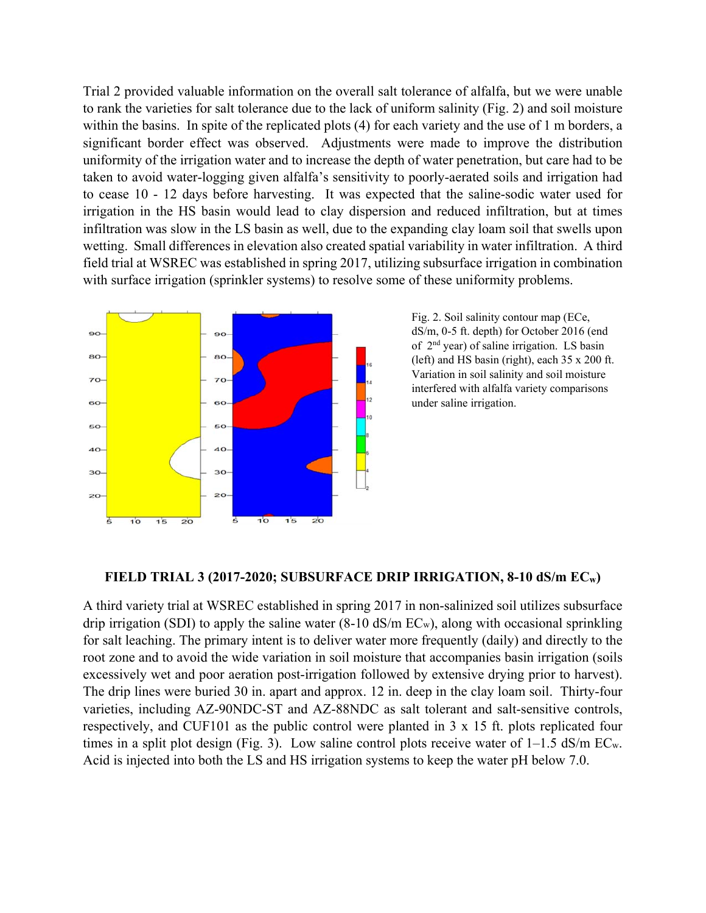Trial 2 provided valuable information on the overall salt tolerance of alfalfa, but we were unable to rank the varieties for salt tolerance due to the lack of uniform salinity (Fig. 2) and soil moisture within the basins. In spite of the replicated plots (4) for each variety and the use of 1 m borders, a significant border effect was observed. Adjustments were made to improve the distribution uniformity of the irrigation water and to increase the depth of water penetration, but care had to be taken to avoid water-logging given alfalfa's sensitivity to poorly-aerated soils and irrigation had to cease 10 - 12 days before harvesting. It was expected that the saline-sodic water used for irrigation in the HS basin would lead to clay dispersion and reduced infiltration, but at times infiltration was slow in the LS basin as well, due to the expanding clay loam soil that swells upon wetting. Small differences in elevation also created spatial variability in water infiltration. A third field trial at WSREC was established in spring 2017, utilizing subsurface irrigation in combination with surface irrigation (sprinkler systems) to resolve some of these uniformity problems.

Fig. 2. Soil salinity contour map ($EC_e$, dS/m, 0-5 ft. depth) for October 2016 (end of 2[nd] year) of saline irrigation. LS basin (left) and HS basin (right), each 35 x 200 ft. Variation in soil salinity and soil moisture interfered with alfalfa variety comparisons under saline irrigation.

**FIELD TRIAL 3 (2017-2020; SUBSURFACE DRIP IRRIGATION, 8-10 dS/m $EC_w$)**

A third variety trial at WSREC established in spring 2017 in non-salinized soil utilizes subsurface drip irrigation (SDI) to apply the saline water (8-10 dS/m $EC_W$), along with occasional sprinkling for salt leaching. The primary intent is to deliver water more frequently (daily) and directly to the root zone and to avoid the wide variation in soil moisture that accompanies basin irrigation (soils excessively wet and poor aeration post-irrigation followed by extensive drying prior to harvest). The drip lines were buried 30 in. apart and approx. 12 in. deep in the clay loam soil. Thirty-four varieties, including AZ-90NDC-ST and AZ-88NDC as salt tolerant and salt-sensitive controls, respectively, and CUF101 as the public control were planted in 3 x 15 ft. plots replicated four times in a split plot design (Fig. 3). Low saline control plots receive water of 1–1.5 dS/m $EC_w$. Acid is injected into both the LS and HS irrigation systems to keep the water pH below 7.0.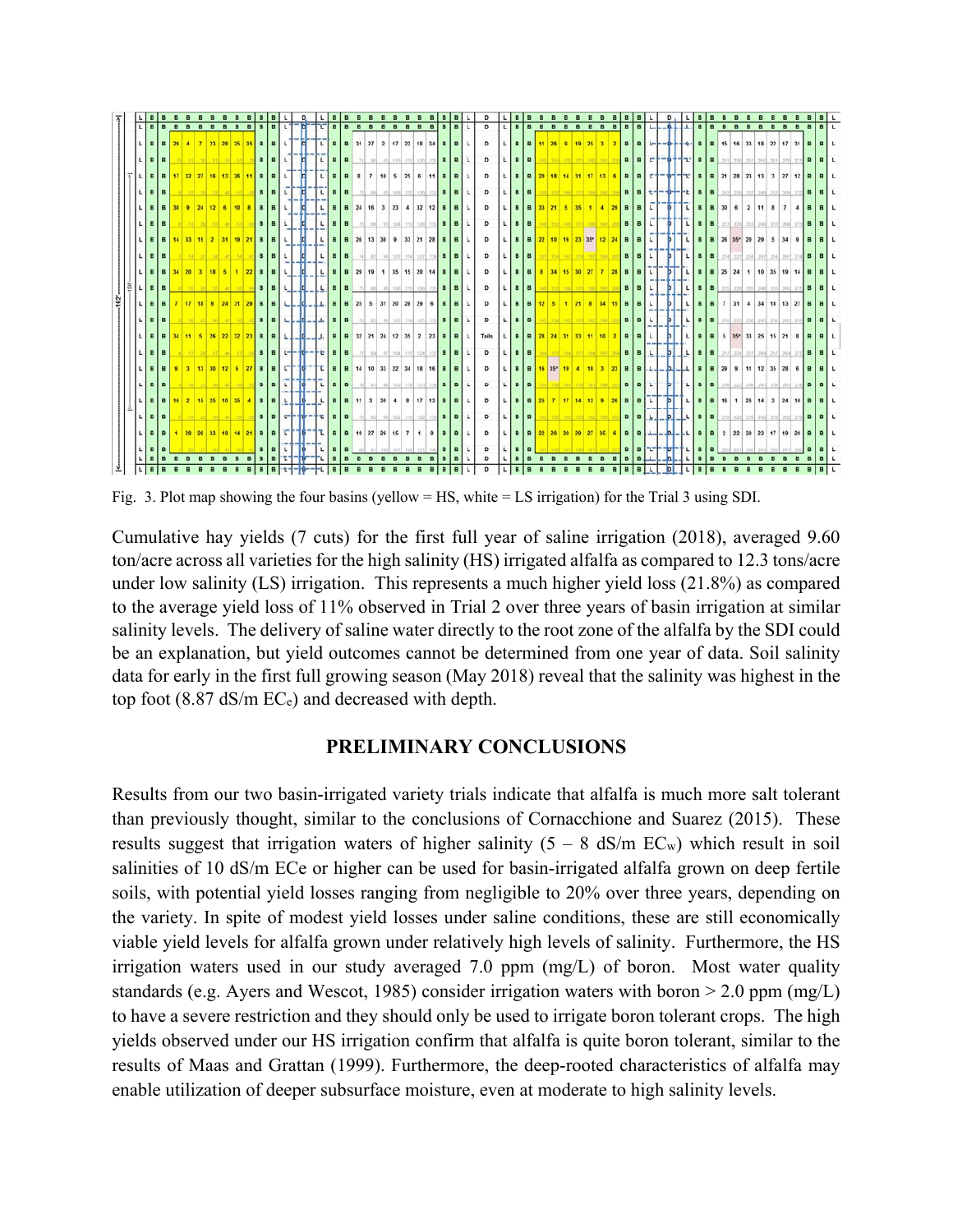Fig. 3. Plot map showing the four basins (yellow = HS, white = LS irrigation) for the Trial 3 using SDI.

Cumulative hay yields (7 cuts) for the first full year of saline irrigation (2018), averaged 9.60 ton/acre across all varieties for the high salinity (HS) irrigated alfalfa as compared to 12.3 tons/acre under low salinity (LS) irrigation. This represents a much higher yield loss (21.8%) as compared to the average yield loss of 11% observed in Trial 2 over three years of basin irrigation at similar salinity levels. The delivery of saline water directly to the root zone of the alfalfa by the SDI could be an explanation, but yield outcomes cannot be determined from one year of data. Soil salinity data for early in the first full growing season (May 2018) reveal that the salinity was highest in the top foot (8.87 dS/m $EC_e$) and decreased with depth.

## PRELIMINARY CONCLUSIONS

Results from our two basin-irrigated variety trials indicate that alfalfa is much more salt tolerant than previously thought, similar to the conclusions of Cornacchione and Suarez (2015). These results suggest that irrigation waters of higher salinity (5 – 8 dS/m $EC_w$) which result in soil salinities of 10 dS/m ECe or higher can be used for basin-irrigated alfalfa grown on deep fertile soils, with potential yield losses ranging from negligible to 20% over three years, depending on the variety. In spite of modest yield losses under saline conditions, these are still economically viable yield levels for alfalfa grown under relatively high levels of salinity. Furthermore, the HS irrigation waters used in our study averaged 7.0 ppm (mg/L) of boron. Most water quality standards (e.g. Ayers and Wescot, 1985) consider irrigation waters with boron > 2.0 ppm (mg/L) to have a severe restriction and they should only be used to irrigate boron tolerant crops. The high yields observed under our HS irrigation confirm that alfalfa is quite boron tolerant, similar to the results of Maas and Grattan (1999). Furthermore, the deep-rooted characteristics of alfalfa may enable utilization of deeper subsurface moisture, even at moderate to high salinity levels.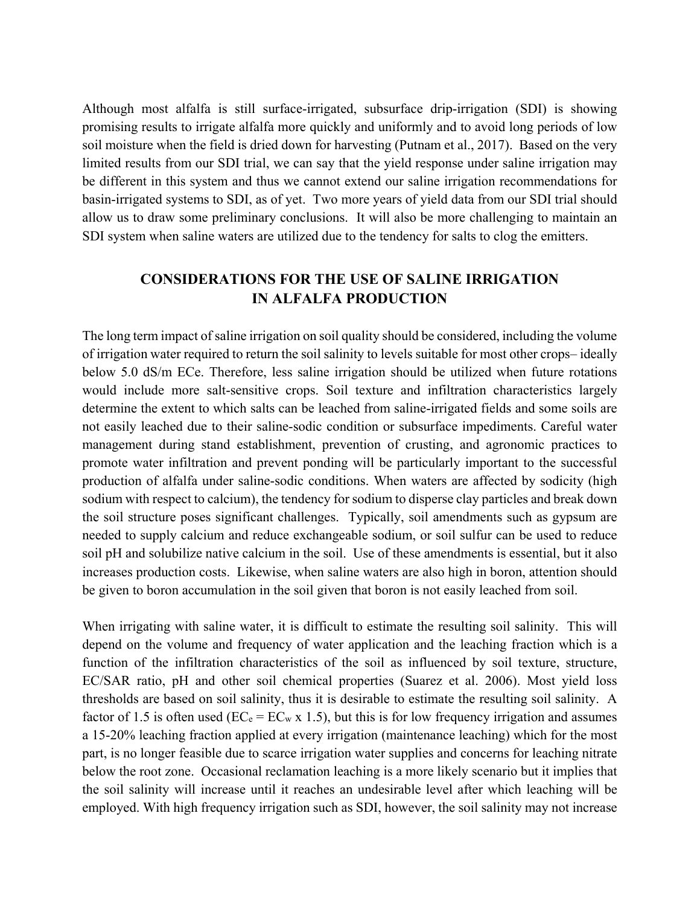Although most alfalfa is still surface-irrigated, subsurface drip-irrigation (SDI) is showing promising results to irrigate alfalfa more quickly and uniformly and to avoid long periods of low soil moisture when the field is dried down for harvesting (Putnam et al., 2017). Based on the very limited results from our SDI trial, we can say that the yield response under saline irrigation may be different in this system and thus we cannot extend our saline irrigation recommendations for basin-irrigated systems to SDI, as of yet. Two more years of yield data from our SDI trial should allow us to draw some preliminary conclusions. It will also be more challenging to maintain an SDI system when saline waters are utilized due to the tendency for salts to clog the emitters.

## CONSIDERATIONS FOR THE USE OF SALINE IRRIGATION IN ALFALFA PRODUCTION

The long term impact of saline irrigation on soil quality should be considered, including the volume of irrigation water required to return the soil salinity to levels suitable for most other crops– ideally below 5.0 dS/m ECe. Therefore, less saline irrigation should be utilized when future rotations would include more salt-sensitive crops. Soil texture and infiltration characteristics largely determine the extent to which salts can be leached from saline-irrigated fields and some soils are not easily leached due to their saline-sodic condition or subsurface impediments. Careful water management during stand establishment, prevention of crusting, and agronomic practices to promote water infiltration and prevent ponding will be particularly important to the successful production of alfalfa under saline-sodic conditions. When waters are affected by sodicity (high sodium with respect to calcium), the tendency for sodium to disperse clay particles and break down the soil structure poses significant challenges. Typically, soil amendments such as gypsum are needed to supply calcium and reduce exchangeable sodium, or soil sulfur can be used to reduce soil pH and solubilize native calcium in the soil. Use of these amendments is essential, but it also increases production costs. Likewise, when saline waters are also high in boron, attention should be given to boron accumulation in the soil given that boron is not easily leached from soil.

When irrigating with saline water, it is difficult to estimate the resulting soil salinity. This will depend on the volume and frequency of water application and the leaching fraction which is a function of the infiltration characteristics of the soil as influenced by soil texture, structure, EC/SAR ratio, pH and other soil chemical properties (Suarez et al. 2006). Most yield loss thresholds are based on soil salinity, thus it is desirable to estimate the resulting soil salinity. A factor of 1.5 is often used ($EC_e = EC_w \times 1.5$), but this is for low frequency irrigation and assumes a 15-20% leaching fraction applied at every irrigation (maintenance leaching) which for the most part, is no longer feasible due to scarce irrigation water supplies and concerns for leaching nitrate below the root zone. Occasional reclamation leaching is a more likely scenario but it implies that the soil salinity will increase until it reaches an undesirable level after which leaching will be employed. With high frequency irrigation such as SDI, however, the soil salinity may not increase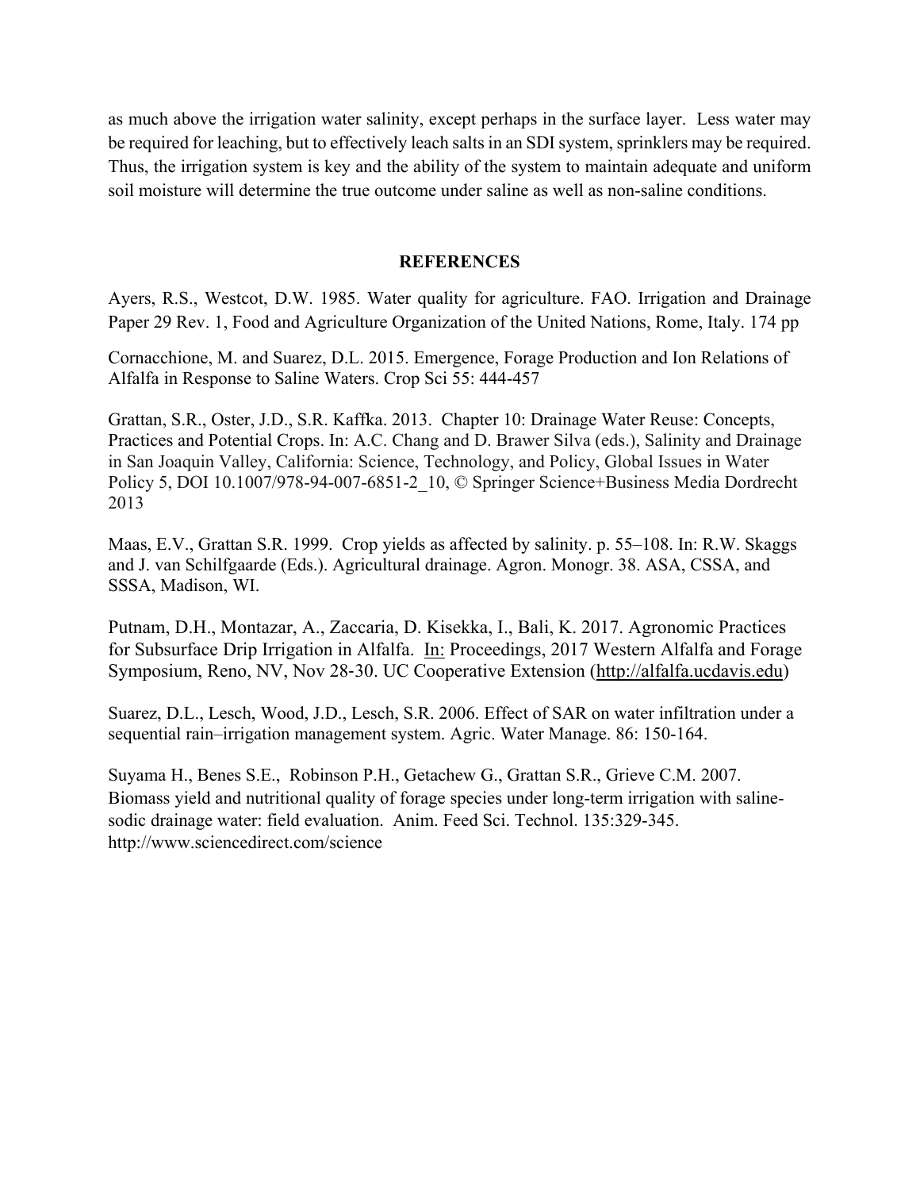as much above the irrigation water salinity, except perhaps in the surface layer. Less water may be required for leaching, but to effectively leach salts in an SDI system, sprinklers may be required. Thus, the irrigation system is key and the ability of the system to maintain adequate and uniform soil moisture will determine the true outcome under saline as well as non-saline conditions.

## REFERENCES

Ayers, R.S., Westcot, D.W. 1985. Water quality for agriculture. FAO. Irrigation and Drainage Paper 29 Rev. 1, Food and Agriculture Organization of the United Nations, Rome, Italy. 174 pp

Cornacchione, M. and Suarez, D.L. 2015. Emergence, Forage Production and Ion Relations of Alfalfa in Response to Saline Waters. Crop Sci 55: 444-457

Grattan, S.R., Oster, J.D., S.R. Kaffka. 2013. Chapter 10: Drainage Water Reuse: Concepts, Practices and Potential Crops. In: A.C. Chang and D. Brawer Silva (eds.), Salinity and Drainage in San Joaquin Valley, California: Science, Technology, and Policy, Global Issues in Water Policy 5, DOI 10.1007/978-94-007-6851-2_10, © Springer Science+Business Media Dordrecht 2013

Maas, E.V., Grattan S.R. 1999. Crop yields as affected by salinity. p. 55–108. In: R.W. Skaggs and J. van Schilfgaarde (Eds.). Agricultural drainage. Agron. Monogr. 38. ASA, CSSA, and SSSA, Madison, WI.

Putnam, D.H., Montazar, A., Zaccaria, D. Kisekka, I., Bali, K. 2017. Agronomic Practices for Subsurface Drip Irrigation in Alfalfa. In: Proceedings, 2017 Western Alfalfa and Forage Symposium, Reno, NV, Nov 28-30. UC Cooperative Extension (http://alfalfa.ucdavis.edu)

Suarez, D.L., Lesch, Wood, J.D., Lesch, S.R. 2006. Effect of SAR on water infiltration under a sequential rain–irrigation management system. Agric. Water Manage. 86: 150-164.

Suyama H., Benes S.E., Robinson P.H., Getachew G., Grattan S.R., Grieve C.M. 2007. Biomass yield and nutritional quality of forage species under long-term irrigation with saline-sodic drainage water: field evaluation. Anim. Feed Sci. Technol. 135:329-345. http://www.sciencedirect.com/science